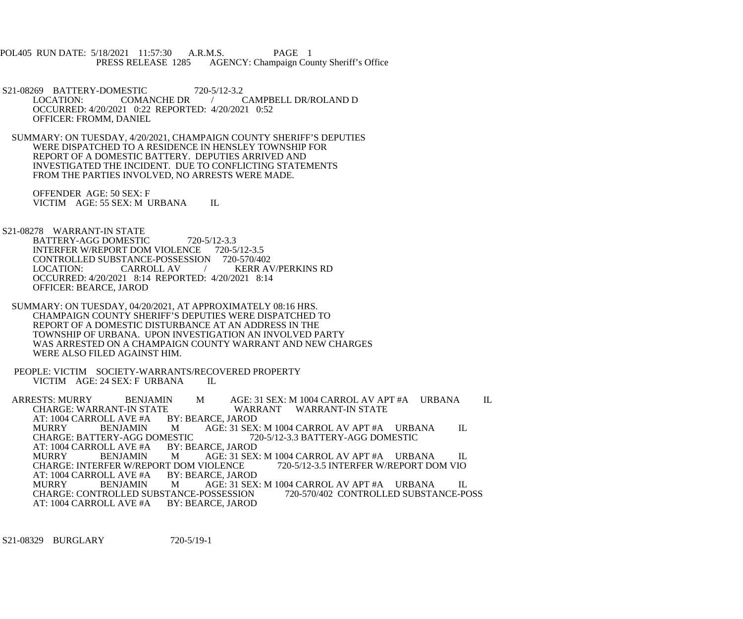POL405 RUN DATE: 5/18/2021 11:57:30 A.R.M.S. PAGE 1
PRESS RELEASE 1285 AGENCY: Champaign County Sheriff's Office

S21-08269 BATTERY-DOMESTIC 720-5/12-3.2
LOCATION: COMANCHE DR / CAMPBELL DR/ROLAND D
OCCURRED: 4/20/2021 0:22 REPORTED: 4/20/2021 0:52
OFFICER: FROMM, DANIEL

SUMMARY: ON TUESDAY, 4/20/2021, CHAMPAIGN COUNTY SHERIFF'S DEPUTIES WERE DISPATCHED TO A RESIDENCE IN HENSLEY TOWNSHIP FOR REPORT OF A DOMESTIC BATTERY. DEPUTIES ARRIVED AND INVESTIGATED THE INCIDENT. DUE TO CONFLICTING STATEMENTS FROM THE PARTIES INVOLVED, NO ARRESTS WERE MADE.

OFFENDER AGE: 50 SEX: F
VICTIM AGE: 55 SEX: M URBANA IL

S21-08278 WARRANT-IN STATE
BATTERY-AGG DOMESTIC 720-5/12-3.3
INTERFER W/REPORT DOM VIOLENCE 720-5/12-3.5
CONTROLLED SUBSTANCE-POSSESSION 720-570/402
LOCATION: CARROLL AV / KERR AV/PERKINS RD
OCCURRED: 4/20/2021 8:14 REPORTED: 4/20/2021 8:14
OFFICER: BEARCE, JAROD

SUMMARY: ON TUESDAY, 04/20/2021, AT APPROXIMATELY 08:16 HRS. CHAMPAIGN COUNTY SHERIFF'S DEPUTIES WERE DISPATCHED TO REPORT OF A DOMESTIC DISTURBANCE AT AN ADDRESS IN THE TOWNSHIP OF URBANA. UPON INVESTIGATION AN INVOLVED PARTY WAS ARRESTED ON A CHAMPAIGN COUNTY WARRANT AND NEW CHARGES WERE ALSO FILED AGAINST HIM.

PEOPLE: VICTIM SOCIETY-WARRANTS/RECOVERED PROPERTY
VICTIM AGE: 24 SEX: F URBANA IL

ARRESTS: MURRY BENJAMIN M AGE: 31 SEX: M 1004 CARROL AV APT #A URBANA IL
CHARGE: WARRANT-IN STATE WARRANT WARRANT-IN STATE
AT: 1004 CARROLL AVE #A BY: BEARCE, JAROD
MURRY BENJAMIN M AGE: 31 SEX: M 1004 CARROL AV APT #A URBANA IL
CHARGE: BATTERY-AGG DOMESTIC 720-5/12-3.3 BATTERY-AGG DOMESTIC
AT: 1004 CARROLL AVE #A BY: BEARCE, JAROD
MURRY BENJAMIN M AGE: 31 SEX: M 1004 CARROL AV APT #A URBANA IL
CHARGE: INTERFER W/REPORT DOM VIOLENCE 720-5/12-3.5 INTERFER W/REPORT DOM VIO
AT: 1004 CARROLL AVE #A BY: BEARCE, JAROD
MURRY BENJAMIN M AGE: 31 SEX: M 1004 CARROL AV APT #A URBANA IL
CHARGE: CONTROLLED SUBSTANCE-POSSESSION 720-570/402 CONTROLLED SUBSTANCE-POSS
AT: 1004 CARROLL AVE #A BY: BEARCE, JAROD

S21-08329 BURGLARY 720-5/19-1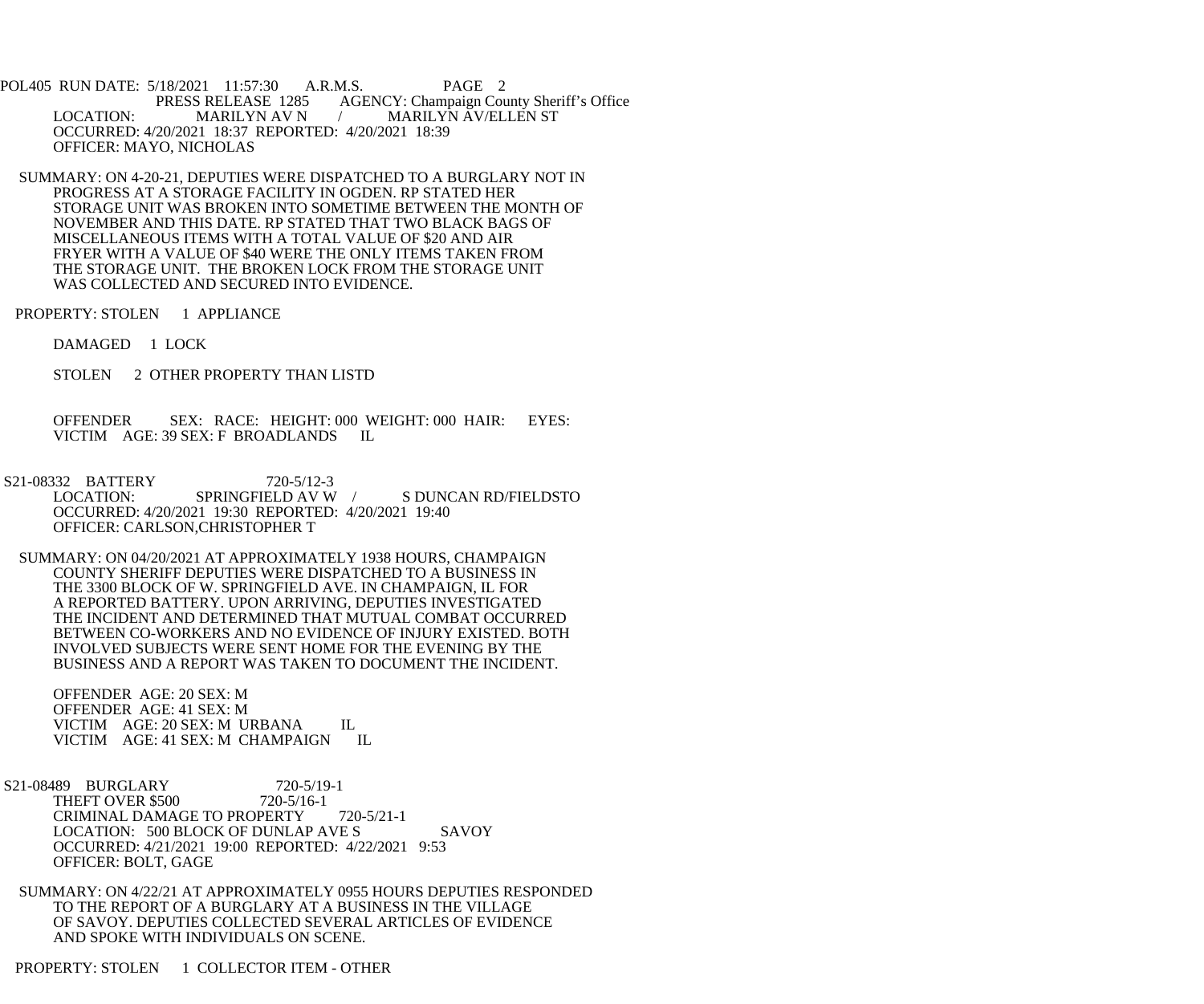POL405 RUN DATE: 5/18/2021 11:57:30 A.R.M.S. PAGE 2

PRESS RELEASE 1285 AGENCY: Champaign County Sheriff's Office

LOCATION: MARILYN AV N / MARILYN AV/ELLEN ST

OCCURRED: 4/20/2021 18:37 REPORTED: 4/20/2021 18:39

OFFICER: MAYO, NICHOLAS

SUMMARY: ON 4-20-21, DEPUTIES WERE DISPATCHED TO A BURGLARY NOT IN PROGRESS AT A STORAGE FACILITY IN OGDEN. RP STATED HER STORAGE UNIT WAS BROKEN INTO SOMETIME BETWEEN THE MONTH OF NOVEMBER AND THIS DATE. RP STATED THAT TWO BLACK BAGS OF MISCELLANEOUS ITEMS WITH A TOTAL VALUE OF $20 AND AIR FRYER WITH A VALUE OF $40 WERE THE ONLY ITEMS TAKEN FROM THE STORAGE UNIT. THE BROKEN LOCK FROM THE STORAGE UNIT WAS COLLECTED AND SECURED INTO EVIDENCE.

PROPERTY: STOLEN 1 APPLIANCE

DAMAGED 1 LOCK

STOLEN 2 OTHER PROPERTY THAN LISTD

OFFENDER SEX: RACE: HEIGHT: 000 WEIGHT: 000 HAIR: EYES:
VICTIM AGE: 39 SEX: F BROADLANDS IL

S21-08332 BATTERY 720-5/12-3

LOCATION: SPRINGFIELD AV W / S DUNCAN RD/FIELDSTO

OCCURRED: 4/20/2021 19:30 REPORTED: 4/20/2021 19:40

OFFICER: CARLSON,CHRISTOPHER T

SUMMARY: ON 04/20/2021 AT APPROXIMATELY 1938 HOURS, CHAMPAIGN COUNTY SHERIFF DEPUTIES WERE DISPATCHED TO A BUSINESS IN THE 3300 BLOCK OF W. SPRINGFIELD AVE. IN CHAMPAIGN, IL FOR A REPORTED BATTERY. UPON ARRIVING, DEPUTIES INVESTIGATED THE INCIDENT AND DETERMINED THAT MUTUAL COMBAT OCCURRED BETWEEN CO-WORKERS AND NO EVIDENCE OF INJURY EXISTED. BOTH INVOLVED SUBJECTS WERE SENT HOME FOR THE EVENING BY THE BUSINESS AND A REPORT WAS TAKEN TO DOCUMENT THE INCIDENT.

OFFENDER AGE: 20 SEX: M
OFFENDER AGE: 41 SEX: M
VICTIM AGE: 20 SEX: M URBANA IL
VICTIM AGE: 41 SEX: M CHAMPAIGN IL

S21-08489 BURGLARY 720-5/19-1

THEFT OVER $500 720-5/16-1

CRIMINAL DAMAGE TO PROPERTY 720-5/21-1

LOCATION: 500 BLOCK OF DUNLAP AVE S SAVOY

OCCURRED: 4/21/2021 19:00 REPORTED: 4/22/2021 9:53

OFFICER: BOLT, GAGE

SUMMARY: ON 4/22/21 AT APPROXIMATELY 0955 HOURS DEPUTIES RESPONDED TO THE REPORT OF A BURGLARY AT A BUSINESS IN THE VILLAGE OF SAVOY. DEPUTIES COLLECTED SEVERAL ARTICLES OF EVIDENCE AND SPOKE WITH INDIVIDUALS ON SCENE.

PROPERTY: STOLEN 1 COLLECTOR ITEM - OTHER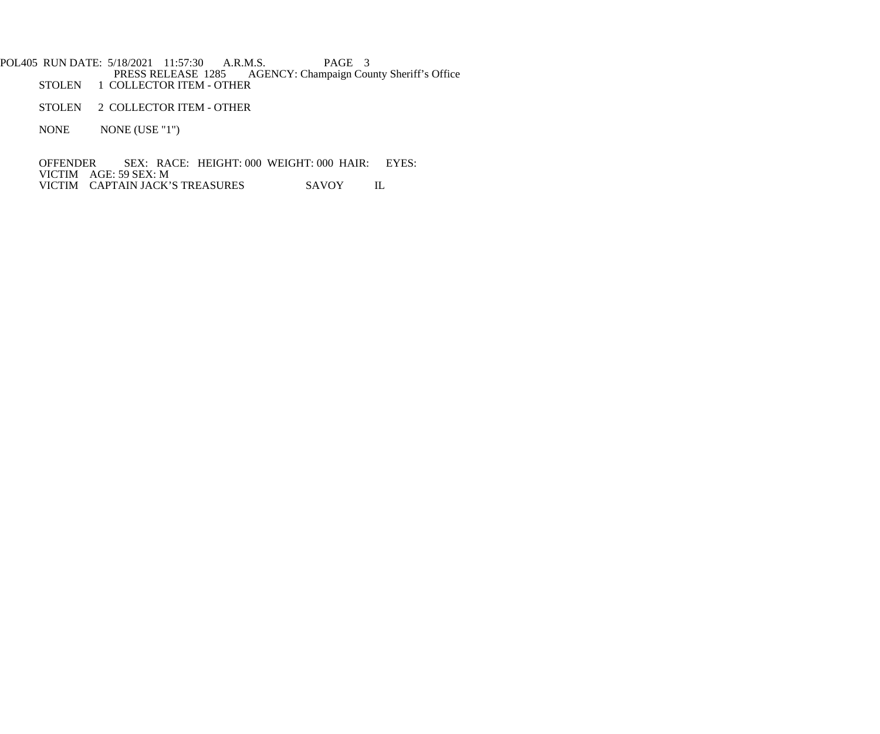STOLEN 1 COLLECTOR ITEM - OTHER

STOLEN 2 COLLECTOR ITEM - OTHER

NONE NONE (USE "1")

OFFENDER SEX: RACE: HEIGHT: 000 WEIGHT: 000 HAIR: EYES:
VICTIM AGE: 59 SEX: M
VICTIM CAPTAIN JACK'S TREASURES SAVOY IL